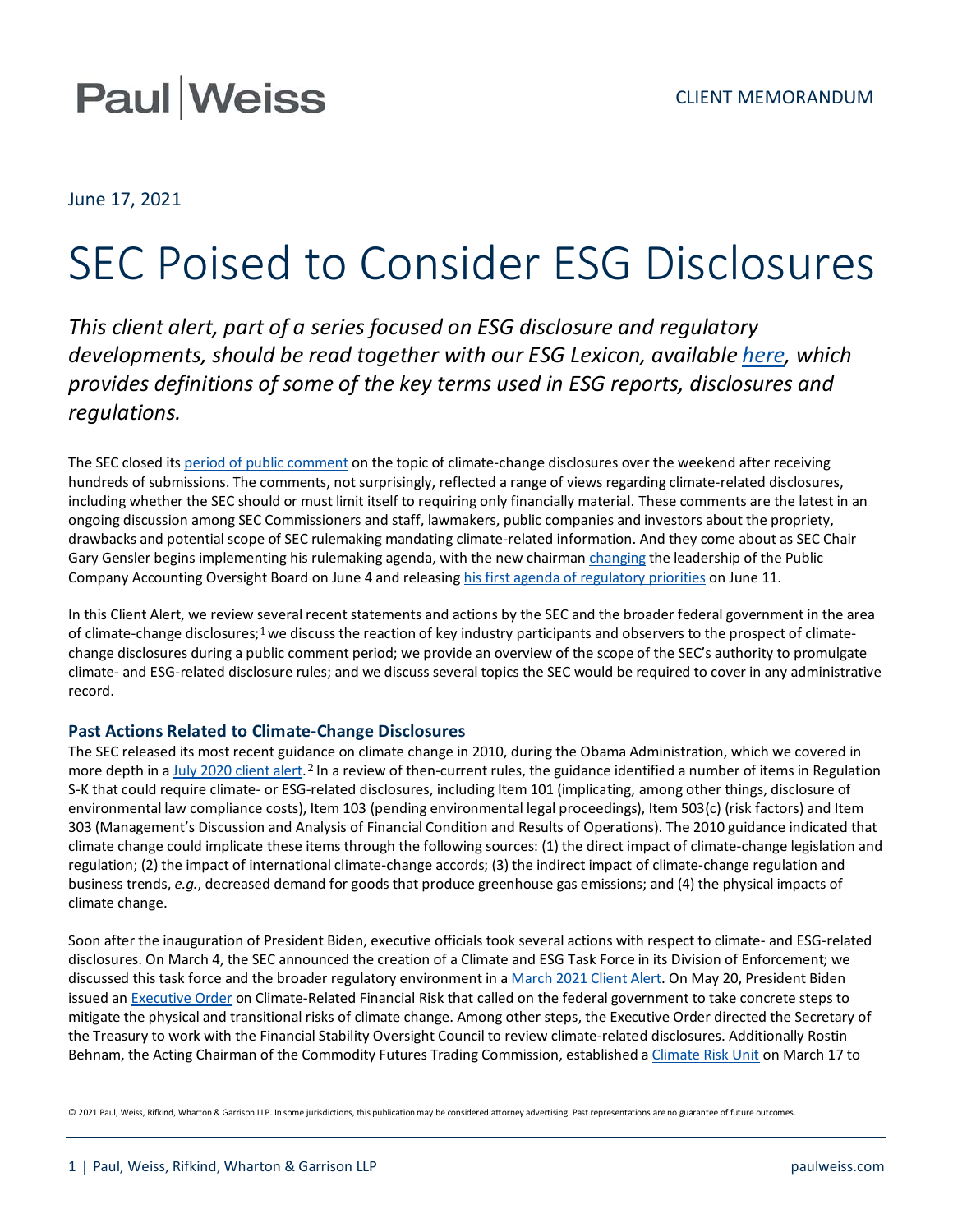Paul|Weiss

CLIENT MEMORANDUM

June 17, 2021

# SEC Poised to Consider ESG Disclosures

*This client alert, part of a series focused on ESG disclosure and regulatory developments, should be read together with our ESG Lexicon, available here, which provides definitions of some of the key terms used in ESG reports, disclosures and regulations.*

The SEC closed its period of public comment on the topic of climate-change disclosures over the weekend after receiving hundreds of submissions. The comments, not surprisingly, reflected a range of views regarding climate-related disclosures, including whether the SEC should or must limit itself to requiring only financially material. These comments are the latest in an ongoing discussion among SEC Commissioners and staff, lawmakers, public companies and investors about the propriety, drawbacks and potential scope of SEC rulemaking mandating climate-related information. And they come about as SEC Chair Gary Gensler begins implementing his rulemaking agenda, with the new chairman changing the leadership of the Public Company Accounting Oversight Board on June 4 and releasing his first agenda of regulatory priorities on June 11.

In this Client Alert, we review several recent statements and actions by the SEC and the broader federal government in the area of climate-change disclosures;[1] we discuss the reaction of key industry participants and observers to the prospect of climate-change disclosures during a public comment period; we provide an overview of the scope of the SEC's authority to promulgate climate- and ESG-related disclosure rules; and we discuss several topics the SEC would be required to cover in any administrative record.

### Past Actions Related to Climate-Change Disclosures

The SEC released its most recent guidance on climate change in 2010, during the Obama Administration, which we covered in more depth in a July 2020 client alert.[2] In a review of then-current rules, the guidance identified a number of items in Regulation S-K that could require climate- or ESG-related disclosures, including Item 101 (implicating, among other things, disclosure of environmental law compliance costs), Item 103 (pending environmental legal proceedings), Item 503(c) (risk factors) and Item 303 (Management's Discussion and Analysis of Financial Condition and Results of Operations). The 2010 guidance indicated that climate change could implicate these items through the following sources: (1) the direct impact of climate-change legislation and regulation; (2) the impact of international climate-change accords; (3) the indirect impact of climate-change regulation and business trends, *e.g.*, decreased demand for goods that produce greenhouse gas emissions; and (4) the physical impacts of climate change.

Soon after the inauguration of President Biden, executive officials took several actions with respect to climate- and ESG-related disclosures. On March 4, the SEC announced the creation of a Climate and ESG Task Force in its Division of Enforcement; we discussed this task force and the broader regulatory environment in a March 2021 Client Alert. On May 20, President Biden issued an Executive Order on Climate-Related Financial Risk that called on the federal government to take concrete steps to mitigate the physical and transitional risks of climate change. Among other steps, the Executive Order directed the Secretary of the Treasury to work with the Financial Stability Oversight Council to review climate-related disclosures. Additionally Rostin Behnam, the Acting Chairman of the Commodity Futures Trading Commission, established a Climate Risk Unit on March 17 to

© 2021 Paul, Weiss, Rifkind, Wharton & Garrison LLP. In some jurisdictions, this publication may be considered attorney advertising. Past representations are no guarantee of future outcomes.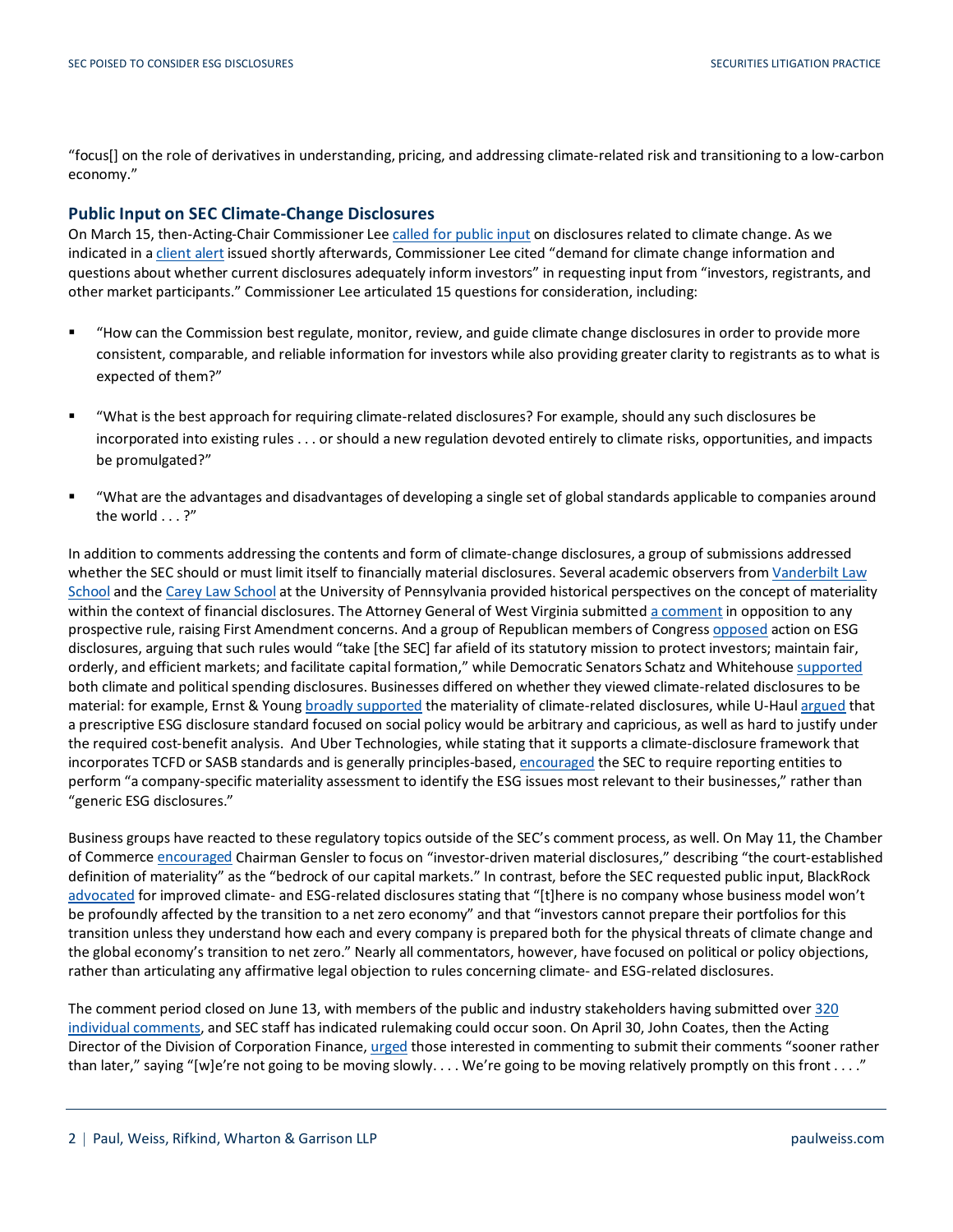"focus[] on the role of derivatives in understanding, pricing, and addressing climate-related risk and transitioning to a low-carbon economy."

## Public Input on SEC Climate-Change Disclosures

On March 15, then-Acting-Chair Commissioner Lee called for public input on disclosures related to climate change. As we indicated in a client alert issued shortly afterwards, Commissioner Lee cited "demand for climate change information and questions about whether current disclosures adequately inform investors" in requesting input from "investors, registrants, and other market participants." Commissioner Lee articulated 15 questions for consideration, including:

- "How can the Commission best regulate, monitor, review, and guide climate change disclosures in order to provide more consistent, comparable, and reliable information for investors while also providing greater clarity to registrants as to what is expected of them?"
- "What is the best approach for requiring climate-related disclosures? For example, should any such disclosures be incorporated into existing rules . . . or should a new regulation devoted entirely to climate risks, opportunities, and impacts be promulgated?"
- "What are the advantages and disadvantages of developing a single set of global standards applicable to companies around the world . . . ?"

In addition to comments addressing the contents and form of climate-change disclosures, a group of submissions addressed whether the SEC should or must limit itself to financially material disclosures. Several academic observers from Vanderbilt Law School and the Carey Law School at the University of Pennsylvania provided historical perspectives on the concept of materiality within the context of financial disclosures. The Attorney General of West Virginia submitted a comment in opposition to any prospective rule, raising First Amendment concerns. And a group of Republican members of Congress opposed action on ESG disclosures, arguing that such rules would "take [the SEC] far afield of its statutory mission to protect investors; maintain fair, orderly, and efficient markets; and facilitate capital formation," while Democratic Senators Schatz and Whitehouse supported both climate and political spending disclosures. Businesses differed on whether they viewed climate-related disclosures to be material: for example, Ernst & Young broadly supported the materiality of climate-related disclosures, while U-Haul argued that a prescriptive ESG disclosure standard focused on social policy would be arbitrary and capricious, as well as hard to justify under the required cost-benefit analysis. And Uber Technologies, while stating that it supports a climate-disclosure framework that incorporates TCFD or SASB standards and is generally principles-based, encouraged the SEC to require reporting entities to perform "a company-specific materiality assessment to identify the ESG issues most relevant to their businesses," rather than "generic ESG disclosures."

Business groups have reacted to these regulatory topics outside of the SEC's comment process, as well. On May 11, the Chamber of Commerce encouraged Chairman Gensler to focus on "investor-driven material disclosures," describing "the court-established definition of materiality" as the "bedrock of our capital markets." In contrast, before the SEC requested public input, BlackRock advocated for improved climate- and ESG-related disclosures stating that "[t]here is no company whose business model won't be profoundly affected by the transition to a net zero economy" and that "investors cannot prepare their portfolios for this transition unless they understand how each and every company is prepared both for the physical threats of climate change and the global economy's transition to net zero." Nearly all commentators, however, have focused on political or policy objections, rather than articulating any affirmative legal objection to rules concerning climate- and ESG-related disclosures.

The comment period closed on June 13, with members of the public and industry stakeholders having submitted over 320 individual comments, and SEC staff has indicated rulemaking could occur soon. On April 30, John Coates, then the Acting Director of the Division of Corporation Finance, urged those interested in commenting to submit their comments "sooner rather than later," saying "[w]e're not going to be moving slowly. . . . We're going to be moving relatively promptly on this front . . . ."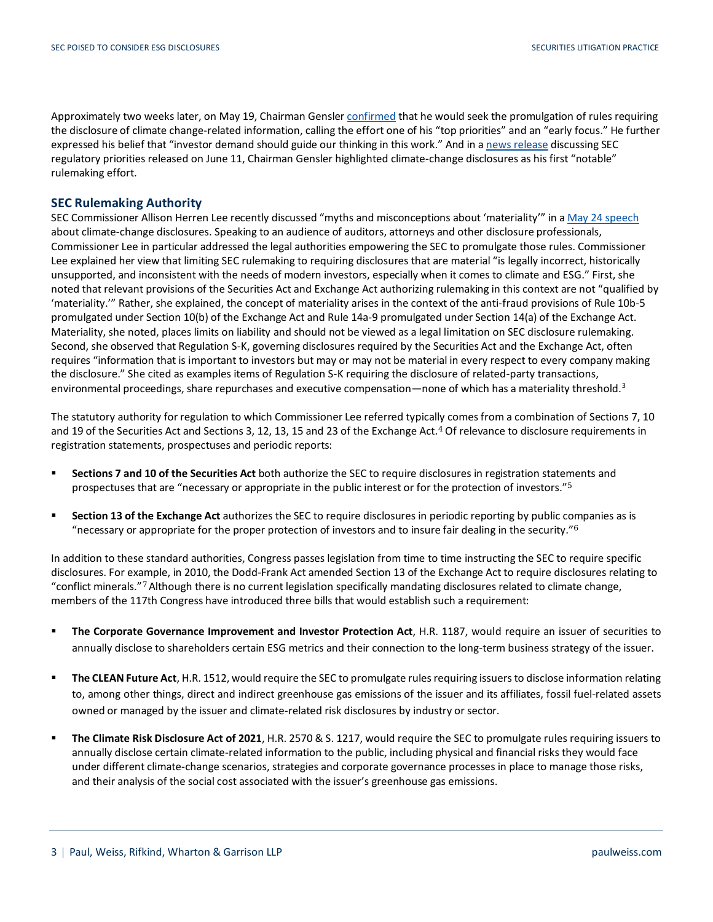Approximately two weeks later, on May 19, Chairman Gensler confirmed that he would seek the promulgation of rules requiring the disclosure of climate change-related information, calling the effort one of his "top priorities" and an "early focus." He further expressed his belief that "investor demand should guide our thinking in this work." And in a news release discussing SEC regulatory priorities released on June 11, Chairman Gensler highlighted climate-change disclosures as his first "notable" rulemaking effort.

## SEC Rulemaking Authority

SEC Commissioner Allison Herren Lee recently discussed "myths and misconceptions about 'materiality'" in a May 24 speech about climate-change disclosures. Speaking to an audience of auditors, attorneys and other disclosure professionals, Commissioner Lee in particular addressed the legal authorities empowering the SEC to promulgate those rules. Commissioner Lee explained her view that limiting SEC rulemaking to requiring disclosures that are material "is legally incorrect, historically unsupported, and inconsistent with the needs of modern investors, especially when it comes to climate and ESG." First, she noted that relevant provisions of the Securities Act and Exchange Act authorizing rulemaking in this context are not "qualified by 'materiality.'" Rather, she explained, the concept of materiality arises in the context of the anti-fraud provisions of Rule 10b-5 promulgated under Section 10(b) of the Exchange Act and Rule 14a-9 promulgated under Section 14(a) of the Exchange Act. Materiality, she noted, places limits on liability and should not be viewed as a legal limitation on SEC disclosure rulemaking. Second, she observed that Regulation S-K, governing disclosures required by the Securities Act and the Exchange Act, often requires "information that is important to investors but may or may not be material in every respect to every company making the disclosure." She cited as examples items of Regulation S-K requiring the disclosure of related-party transactions, environmental proceedings, share repurchases and executive compensation—none of which has a materiality threshold.[3]

The statutory authority for regulation to which Commissioner Lee referred typically comes from a combination of Sections 7, 10 and 19 of the Securities Act and Sections 3, 12, 13, 15 and 23 of the Exchange Act.[4] Of relevance to disclosure requirements in registration statements, prospectuses and periodic reports:

- **Sections 7 and 10 of the Securities Act** both authorize the SEC to require disclosures in registration statements and prospectuses that are "necessary or appropriate in the public interest or for the protection of investors."[5]
- **Section 13 of the Exchange Act** authorizes the SEC to require disclosures in periodic reporting by public companies as is "necessary or appropriate for the proper protection of investors and to insure fair dealing in the security."[6]

In addition to these standard authorities, Congress passes legislation from time to time instructing the SEC to require specific disclosures. For example, in 2010, the Dodd-Frank Act amended Section 13 of the Exchange Act to require disclosures relating to "conflict minerals."[7] Although there is no current legislation specifically mandating disclosures related to climate change, members of the 117th Congress have introduced three bills that would establish such a requirement:

- **The Corporate Governance Improvement and Investor Protection Act**, H.R. 1187, would require an issuer of securities to annually disclose to shareholders certain ESG metrics and their connection to the long-term business strategy of the issuer.
- **The CLEAN Future Act**, H.R. 1512, would require the SEC to promulgate rules requiring issuers to disclose information relating to, among other things, direct and indirect greenhouse gas emissions of the issuer and its affiliates, fossil fuel-related assets owned or managed by the issuer and climate-related risk disclosures by industry or sector.
- **The Climate Risk Disclosure Act of 2021**, H.R. 2570 & S. 1217, would require the SEC to promulgate rules requiring issuers to annually disclose certain climate-related information to the public, including physical and financial risks they would face under different climate-change scenarios, strategies and corporate governance processes in place to manage those risks, and their analysis of the social cost associated with the issuer's greenhouse gas emissions.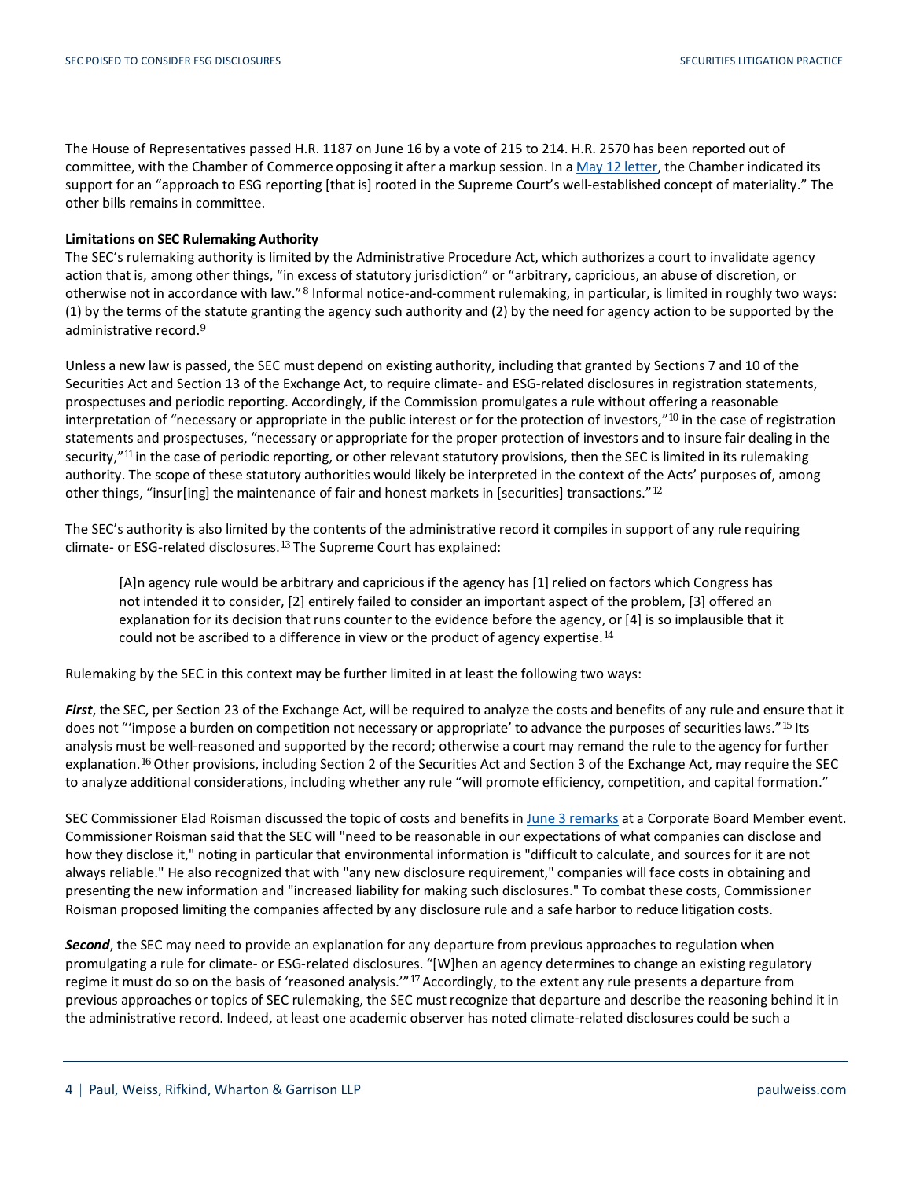The House of Representatives passed H.R. 1187 on June 16 by a vote of 215 to 214. H.R. 2570 has been reported out of committee, with the Chamber of Commerce opposing it after a markup session. In a May 12 letter, the Chamber indicated its support for an "approach to ESG reporting [that is] rooted in the Supreme Court's well-established concept of materiality." The other bills remains in committee.

**Limitations on SEC Rulemaking Authority**

The SEC's rulemaking authority is limited by the Administrative Procedure Act, which authorizes a court to invalidate agency action that is, among other things, "in excess of statutory jurisdiction" or "arbitrary, capricious, an abuse of discretion, or otherwise not in accordance with law."[8] Informal notice-and-comment rulemaking, in particular, is limited in roughly two ways: (1) by the terms of the statute granting the agency such authority and (2) by the need for agency action to be supported by the administrative record.[9]

Unless a new law is passed, the SEC must depend on existing authority, including that granted by Sections 7 and 10 of the Securities Act and Section 13 of the Exchange Act, to require climate- and ESG-related disclosures in registration statements, prospectuses and periodic reporting. Accordingly, if the Commission promulgates a rule without offering a reasonable interpretation of "necessary or appropriate in the public interest or for the protection of investors,"[10] in the case of registration statements and prospectuses, "necessary or appropriate for the proper protection of investors and to insure fair dealing in the security,"[11] in the case of periodic reporting, or other relevant statutory provisions, then the SEC is limited in its rulemaking authority. The scope of these statutory authorities would likely be interpreted in the context of the Acts' purposes of, among other things, "insur[ing] the maintenance of fair and honest markets in [securities] transactions."[12]

The SEC's authority is also limited by the contents of the administrative record it compiles in support of any rule requiring climate- or ESG-related disclosures.[13] The Supreme Court has explained:

> [A]n agency rule would be arbitrary and capricious if the agency has [1] relied on factors which Congress has not intended it to consider, [2] entirely failed to consider an important aspect of the problem, [3] offered an explanation for its decision that runs counter to the evidence before the agency, or [4] is so implausible that it could not be ascribed to a difference in view or the product of agency expertise.[14]

Rulemaking by the SEC in this context may be further limited in at least the following two ways:

***First***, the SEC, per Section 23 of the Exchange Act, will be required to analyze the costs and benefits of any rule and ensure that it does not "'impose a burden on competition not necessary or appropriate' to advance the purposes of securities laws."[15] Its analysis must be well-reasoned and supported by the record; otherwise a court may remand the rule to the agency for further explanation.[16] Other provisions, including Section 2 of the Securities Act and Section 3 of the Exchange Act, may require the SEC to analyze additional considerations, including whether any rule "will promote efficiency, competition, and capital formation."

SEC Commissioner Elad Roisman discussed the topic of costs and benefits in June 3 remarks at a Corporate Board Member event. Commissioner Roisman said that the SEC will "need to be reasonable in our expectations of what companies can disclose and how they disclose it," noting in particular that environmental information is "difficult to calculate, and sources for it are not always reliable." He also recognized that with "any new disclosure requirement," companies will face costs in obtaining and presenting the new information and "increased liability for making such disclosures." To combat these costs, Commissioner Roisman proposed limiting the companies affected by any disclosure rule and a safe harbor to reduce litigation costs.

***Second***, the SEC may need to provide an explanation for any departure from previous approaches to regulation when promulgating a rule for climate- or ESG-related disclosures. "[W]hen an agency determines to change an existing regulatory regime it must do so on the basis of 'reasoned analysis.'"[17] Accordingly, to the extent any rule presents a departure from previous approaches or topics of SEC rulemaking, the SEC must recognize that departure and describe the reasoning behind it in the administrative record. Indeed, at least one academic observer has noted climate-related disclosures could be such a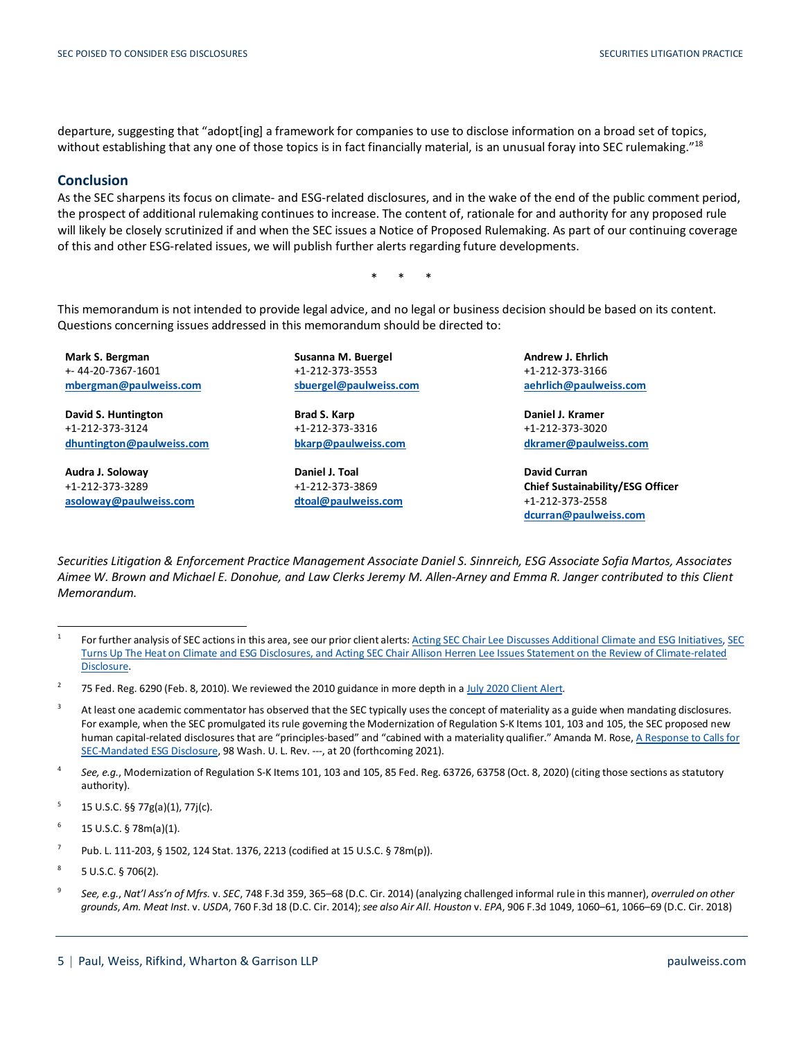departure, suggesting that "adopt[ing] a framework for companies to use to disclose information on a broad set of topics, without establishing that any one of those topics is in fact financially material, is an unusual foray into SEC rulemaking."[18]

## Conclusion

As the SEC sharpens its focus on climate- and ESG-related disclosures, and in the wake of the end of the public comment period, the prospect of additional rulemaking continues to increase. The content of, rationale for and authority for any proposed rule will likely be closely scrutinized if and when the SEC issues a Notice of Proposed Rulemaking. As part of our continuing coverage of this and other ESG-related issues, we will publish further alerts regarding future developments.

\* \* \*

This memorandum is not intended to provide legal advice, and no legal or business decision should be based on its content. Questions concerning issues addressed in this memorandum should be directed to:

**Mark S. Bergman**
+- 44-20-7367-1601
[mbergman@paulweiss.com](mailto:mbergman@paulweiss.com)

**Susanna M. Buergel**
+1-212-373-3553
[sbuergel@paulweiss.com](mailto:sbuergel@paulweiss.com)

**Andrew J. Ehrlich**
+1-212-373-3166
[aehrlich@paulweiss.com](mailto:aehrlich@paulweiss.com)

**David S. Huntington**
+1-212-373-3124
[dhuntington@paulweiss.com](mailto:dhuntington@paulweiss.com)

**Brad S. Karp**
+1-212-373-3316
[bkarp@paulweiss.com](mailto:bkarp@paulweiss.com)

**Daniel J. Kramer**
+1-212-373-3020
[dkramer@paulweiss.com](mailto:dkramer@paulweiss.com)

**Audra J. Soloway**
+1-212-373-3289
[asoloway@paulweiss.com](mailto:asoloway@paulweiss.com)

**Daniel J. Toal**
+1-212-373-3869
[dtoal@paulweiss.com](mailto:dtoal@paulweiss.com)

**David Curran**
**Chief Sustainability/ESG Officer**
+1-212-373-2558
[dcurran@paulweiss.com](mailto:dcurran@paulweiss.com)

*Securities Litigation & Enforcement Practice Management Associate Daniel S. Sinnreich, ESG Associate Sofia Martos, Associates Aimee W. Brown and Michael E. Donohue, and Law Clerks Jeremy M. Allen-Arney and Emma R. Janger contributed to this Client Memorandum.*

---

1 For further analysis of SEC actions in this area, see our prior client alerts: Acting SEC Chair Lee Discusses Additional Climate and ESG Initiatives, SEC Turns Up The Heat on Climate and ESG Disclosures, and Acting SEC Chair Allison Herren Lee Issues Statement on the Review of Climate-related Disclosure.

2 75 Fed. Reg. 6290 (Feb. 8, 2010). We reviewed the 2010 guidance in more depth in a July 2020 Client Alert.

3 At least one academic commentator has observed that the SEC typically uses the concept of materiality as a guide when mandating disclosures. For example, when the SEC promulgated its rule governing the Modernization of Regulation S-K Items 101, 103 and 105, the SEC proposed new human capital-related disclosures that are "principles-based" and "cabined with a materiality qualifier." Amanda M. Rose, A Response to Calls for SEC-Mandated ESG Disclosure, 98 Wash. U. L. Rev. ---, at 20 (forthcoming 2021).

4 *See, e.g.*, Modernization of Regulation S-K Items 101, 103 and 105, 85 Fed. Reg. 63726, 63758 (Oct. 8, 2020) (citing those sections as statutory authority).

5 15 U.S.C. §§ 77g(a)(1), 77j(c).

6 15 U.S.C. § 78m(a)(1).

7 Pub. L. 111-203, § 1502, 124 Stat. 1376, 2213 (codified at 15 U.S.C. § 78m(p)).

8 5 U.S.C. § 706(2).

9 *See, e.g.*, *Nat'l Ass'n of Mfrs.* v. *SEC*, 748 F.3d 359, 365–68 (D.C. Cir. 2014) (analyzing challenged informal rule in this manner), *overruled on other grounds*, *Am. Meat Inst*. v. *USDA*, 760 F.3d 18 (D.C. Cir. 2014); *see also Air All. Houston* v. *EPA*, 906 F.3d 1049, 1060–61, 1066–69 (D.C. Cir. 2018)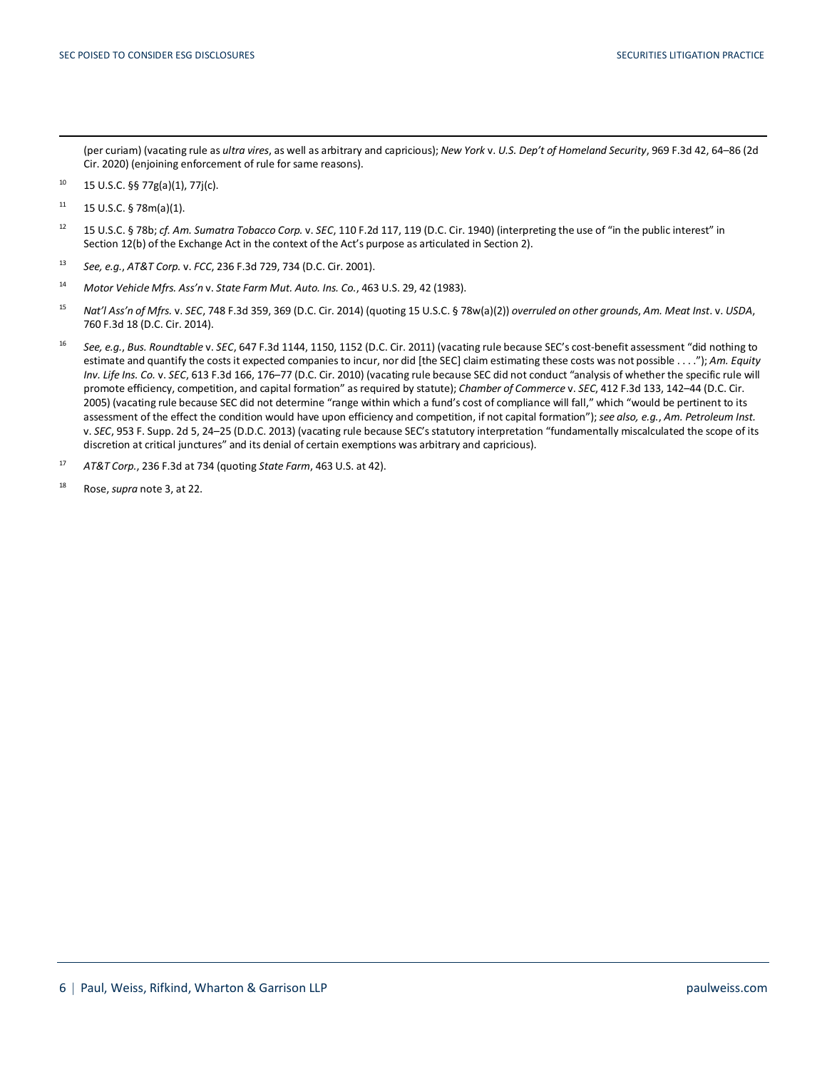(per curiam) (vacating rule as *ultra vires*, as well as arbitrary and capricious); *New York* v. *U.S. Dep't of Homeland Security*, 969 F.3d 42, 64–86 (2d Cir. 2020) (enjoining enforcement of rule for same reasons).

[10] 15 U.S.C. §§ 77g(a)(1), 77j(c).

[11] 15 U.S.C. § 78m(a)(1).

[12] 15 U.S.C. § 78b; *cf. Am. Sumatra Tobacco Corp.* v. *SEC*, 110 F.2d 117, 119 (D.C. Cir. 1940) (interpreting the use of "in the public interest" in Section 12(b) of the Exchange Act in the context of the Act's purpose as articulated in Section 2).

[13] *See, e.g.*, *AT&T Corp.* v. *FCC*, 236 F.3d 729, 734 (D.C. Cir. 2001).

[14] *Motor Vehicle Mfrs. Ass'n* v. *State Farm Mut. Auto. Ins. Co.*, 463 U.S. 29, 42 (1983).

[15] *Nat'l Ass'n of Mfrs.* v. *SEC*, 748 F.3d 359, 369 (D.C. Cir. 2014) (quoting 15 U.S.C. § 78w(a)(2)) *overruled on other grounds*, *Am. Meat Inst*. v. *USDA*, 760 F.3d 18 (D.C. Cir. 2014).

[16] *See, e.g.*, *Bus. Roundtable* v. *SEC*, 647 F.3d 1144, 1150, 1152 (D.C. Cir. 2011) (vacating rule because SEC's cost-benefit assessment "did nothing to estimate and quantify the costs it expected companies to incur, nor did [the SEC] claim estimating these costs was not possible . . . ."); *Am. Equity Inv. Life Ins. Co.* v. *SEC*, 613 F.3d 166, 176–77 (D.C. Cir. 2010) (vacating rule because SEC did not conduct "analysis of whether the specific rule will promote efficiency, competition, and capital formation" as required by statute); *Chamber of Commerce* v. *SEC*, 412 F.3d 133, 142–44 (D.C. Cir. 2005) (vacating rule because SEC did not determine "range within which a fund's cost of compliance will fall," which "would be pertinent to its assessment of the effect the condition would have upon efficiency and competition, if not capital formation"); *see also, e.g.*, *Am. Petroleum Inst.* v. *SEC*, 953 F. Supp. 2d 5, 24–25 (D.D.C. 2013) (vacating rule because SEC's statutory interpretation "fundamentally miscalculated the scope of its discretion at critical junctures" and its denial of certain exemptions was arbitrary and capricious).

[17] *AT&T Corp.*, 236 F.3d at 734 (quoting *State Farm*, 463 U.S. at 42).

[18] Rose, *supra* note 3, at 22.